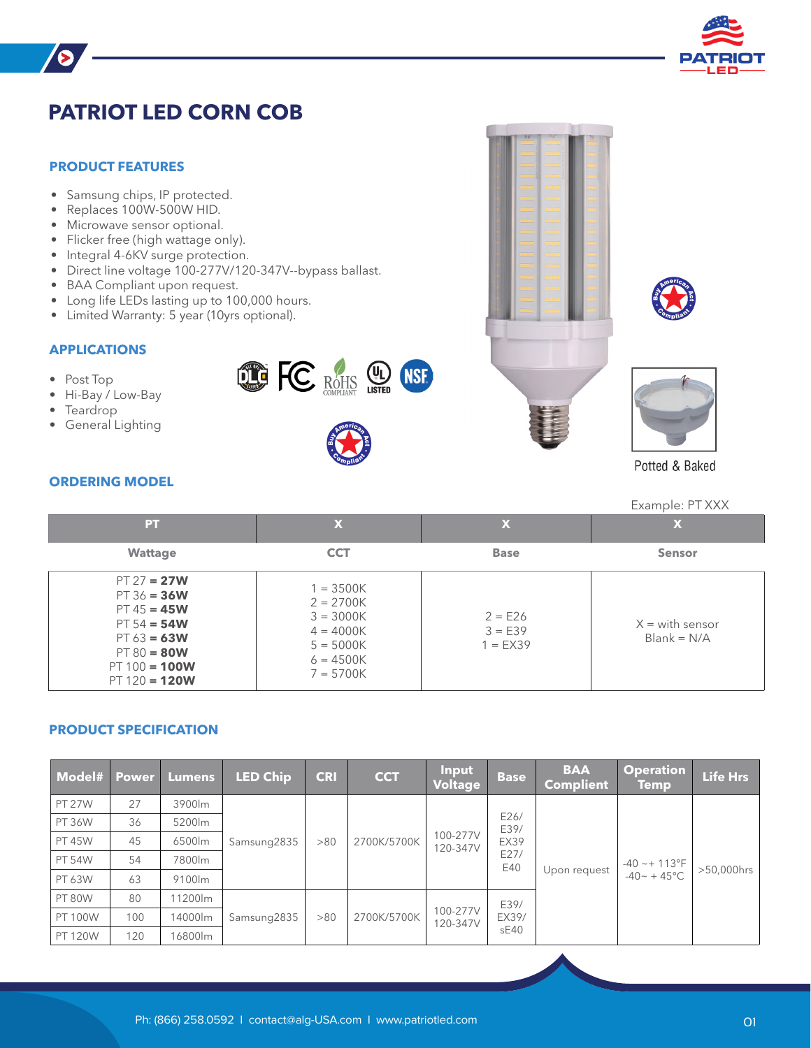# PATRIOT LED CORN COB

## PRODUCT FEATURES

- Samsung chips, IP protected.
- Replaces 100W-500W HID.
- Microwave sensor optional.
- Flicker free (high wattage only).
- Integral 4-6KV surge protection.
- Direct line voltage 100-277V/120-347V--bypass ballast.
- BAA Compliant upon request.
- Long life LEDs lasting up to 100,000 hours.
- Limited Warranty: 5 year (10yrs optional).

## APPLICATIONS

- Post Top
- Hi-Bay / Low-Bay
- Teardrop
- General Lighting

Potted & Baked

## ORDERING MODEL

Example: PT XXX

| PT | X | X | X |
|---|---|---|---|
| **Wattage** | **CCT** | **Base** | **Sensor** |
| PT 27 **= 27W**<br>PT 36 **= 36W**<br>PT 45 **= 45W**<br>PT 54 **= 54W**<br>PT 63 **= 63W**<br>PT 80 **= 80W**<br>PT 100 **= 100W**<br>PT 120 **= 120W** | 1 = 3500K<br>2 = 2700K<br>3 = 3000K<br>4 = 4000K<br>5 = 5000K<br>6 = 4500K<br>7 = 5700K | 2 = E26<br>3 = E39<br>1 = EX39 | X = with sensor<br>Blank = N/A |

## PRODUCT SPECIFICATION

| Model# | Power | Lumens | LED Chip | CRI | CCT | Input Voltage | Base | BAA Complient | Operation Temp | Life Hrs |
|---|---|---|---|---|---|---|---|---|---|---|
| PT 27W | 27 | 3900lm | Samsung2835 | >80 | 2700K/5700K | 100-277V 120-347V | E26/ E39/ EX39 E27/ E40 | Upon request | -40 ~+ 113°F -40~ + 45°C | >50,000hrs |
| PT 36W | 36 | 5200lm | | | | | | | | |
| PT 45W | 45 | 6500lm | | | | | | | | |
| PT 54W | 54 | 7800lm | | | | | | | | |
| PT 63W | 63 | 9100lm | | | | | | | | |
| PT 80W | 80 | 11200lm | Samsung2835 | >80 | 2700K/5700K | 100-277V 120-347V | E39/ EX39/ sE40 | | | |
| PT 100W | 100 | 14000lm | | | | | | | | |
| PT 120W | 120 | 16800lm | | | | | | | | |

Ph: (866) 258.0592 | contact@alg-USA.com | www.patriotled.com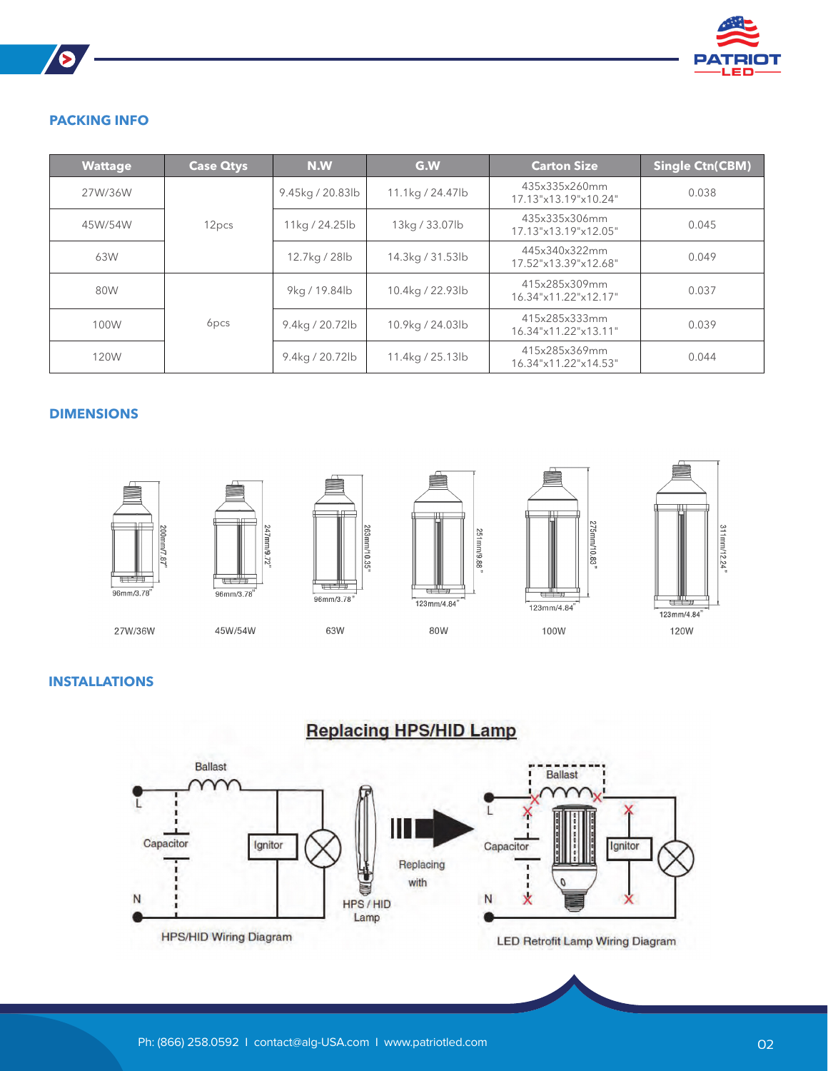## PACKING INFO

| Wattage | Case Qtys | N.W | G.W | Carton Size | Single Ctn(CBM) |
|---|---|---|---|---|---|
| 27W/36W | 12pcs | 9.45kg / 20.83lb | 11.1kg / 24.47lb | 435x335x260mm 17.13"x13.19"x10.24" | 0.038 |
| 45W/54W | | 11kg / 24.25lb | 13kg / 33.07lb | 435x335x306mm 17.13"x13.19"x12.05" | 0.045 |
| 63W | | 12.7kg / 28lb | 14.3kg / 31.53lb | 445x340x322mm 17.52"x13.39"x12.68" | 0.049 |
| 80W | 6pcs | 9kg / 19.84lb | 10.4kg / 22.93lb | 415x285x309mm 16.34"x11.22"x12.17" | 0.037 |
| 100W | | 9.4kg / 20.72lb | 10.9kg / 24.03lb | 415x285x333mm 16.34"x11.22"x13.11" | 0.039 |
| 120W | | 9.4kg / 20.72lb | 11.4kg / 25.13lb | 415x285x369mm 16.34"x11.22"x14.53" | 0.044 |

## DIMENSIONS

200mm/7.87"
96mm/3.78"
27W/36W

247mm/9.72"
96mm/3.78"
45W/54W

263mm/10.35"
96mm/3.78"
63W

251mm/9.88"
123mm/4.84"
80W

275mm/10.83"
123mm/4.84"
100W

311mm/12.24"
123mm/4.84"
120W

## INSTALLATIONS

**Replacing HPS/HID Lamp**

Ballast
L
Capacitor
Ignitor
N
HPS / HID Lamp
HPS/HID Wiring Diagram

Replacing with

Ballast
L
Capacitor
Ignitor
N
LED Retrofit Lamp Wiring Diagram

Ph: (866) 258.0592 | contact@alg-USA.com | www.patriotled.com